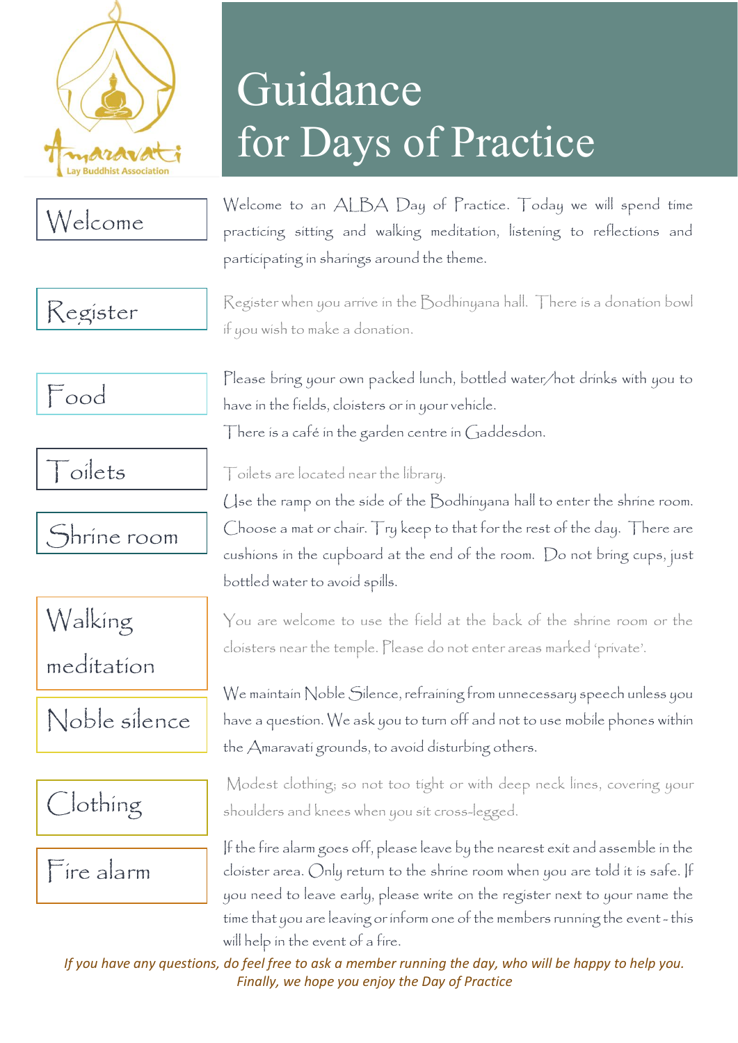Amaravati Lay Buddhist Association

# Guidance for Days of Practice

## Welcome

Welcome to an ALBA Day of Practice. Today we will spend time practicing sitting and walking meditation, listening to reflections and participating in sharings around the theme.

## Register

Register when you arrive in the Bodhinyana hall. There is a donation bowl if you wish to make a donation.

## Food

Please bring your own packed lunch, bottled water/hot drinks with you to have in the fields, cloisters or in your vehicle.

There is a café in the garden centre in Gaddesdon.

## Toilets

Toilets are located near the library.

## Shrine room

Use the ramp on the side of the Bodhinyana hall to enter the shrine room. Choose a mat or chair. Try keep to that for the rest of the day. There are cushions in the cupboard at the end of the room. Do not bring cups, just bottled water to avoid spills.

## Walking meditation

You are welcome to use the field at the back of the shrine room or the cloisters near the temple. Please do not enter areas marked 'private'.

## Noble silence

We maintain Noble Silence, refraining from unnecessary speech unless you have a question. We ask you to turn off and not to use mobile phones within the Amaravati grounds, to avoid disturbing others.

## Clothing

Modest clothing; so not too tight or with deep neck lines, covering your shoulders and knees when you sit cross-legged.

## Fire alarm

If the fire alarm goes off, please leave by the nearest exit and assemble in the cloister area. Only return to the shrine room when you are told it is safe. If you need to leave early, please write on the register next to your name the time that you are leaving or inform one of the members running the event - this will help in the event of a fire.

*If you have any questions, do feel free to ask a member running the day, who will be happy to help you. Finally, we hope you enjoy the Day of Practice*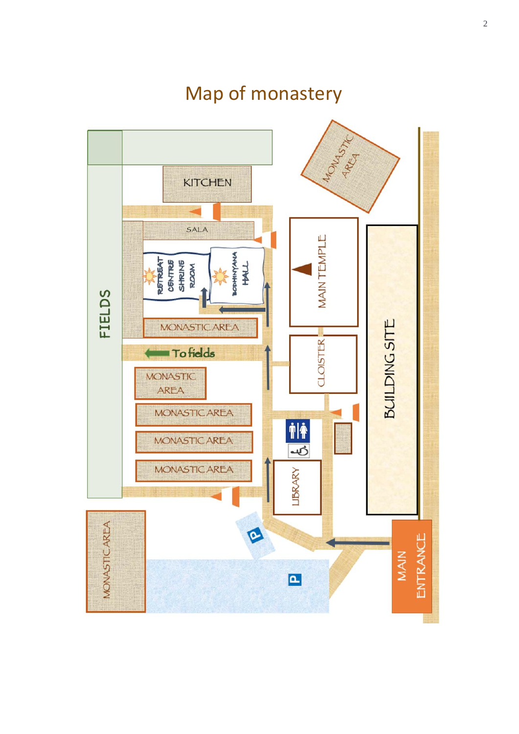# Map of monastery

FIELDS

KITCHEN

SALA

RETREAT CENTRE SHRINE ROOM

BODHINYANA HALL

MONASTIC AREA

To fields

MONASTIC AREA

MONASTIC AREA

MONASTIC AREA

MONASTIC AREA

MONASTIC AREA

MONASTIC AREA

MAIN TEMPLE

CLOISTER

LIBRARY

BUILDING SITE

P

P

MAIN ENTRANCE